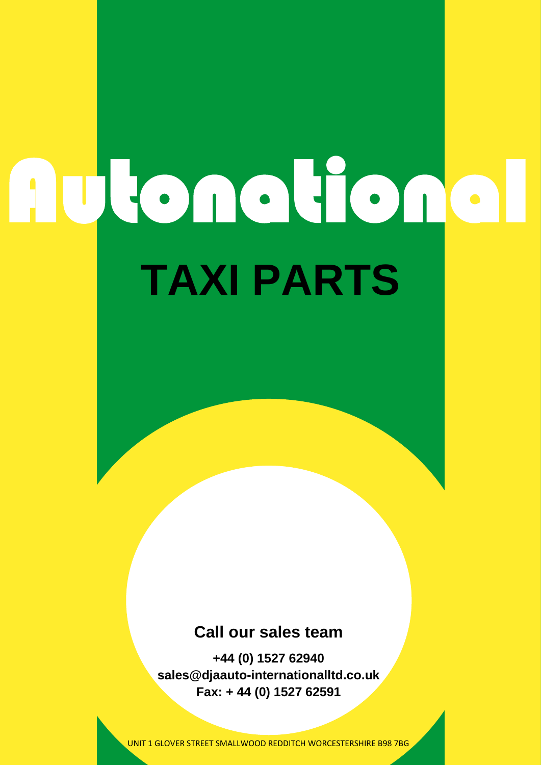# Autonational

## TAXI PARTS

**Call our sales team**

**+44 (0) 1527 62940**
**sales@djaauto-internationalltd.co.uk**
**Fax: + 44 (0) 1527 62591**

UNIT 1 GLOVER STREET SMALLWOOD REDDITCH WORCESTERSHIRE B98 7BG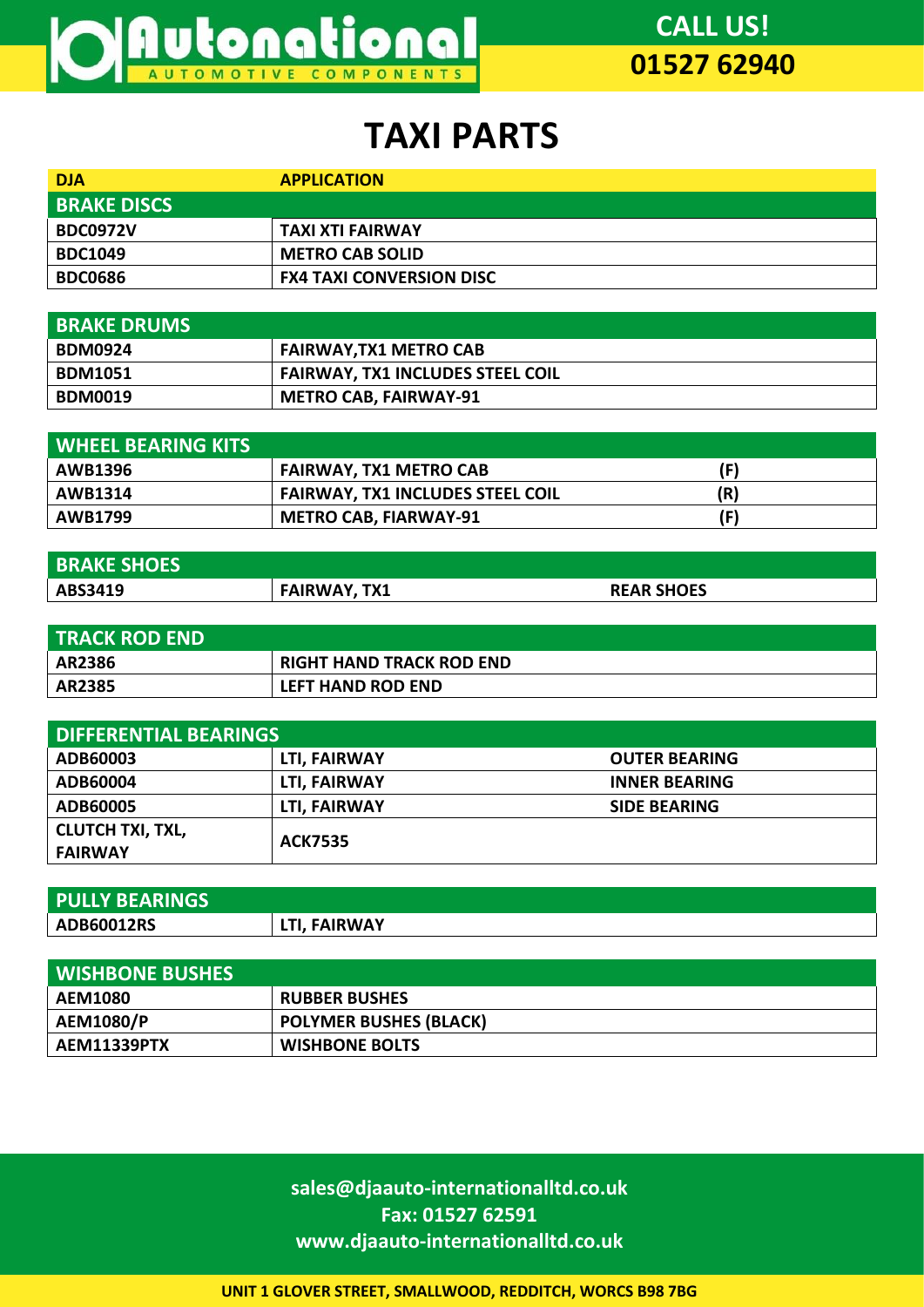# TAXI PARTS

| DJA | APPLICATION | |
|---|---|---|
| **BRAKE DISCS** | | |
| BDC0972V | TAXI XTI FAIRWAY | |
| BDC1049 | METRO CAB SOLID | |
| BDC0686 | FX4 TAXI CONVERSION DISC | |

| BRAKE DRUMS | |
|---|---|
| BDM0924 | FAIRWAY,TX1 METRO CAB |
| BDM1051 | FAIRWAY, TX1 INCLUDES STEEL COIL |
| BDM0019 | METRO CAB, FAIRWAY-91 |

| WHEEL BEARING KITS | | |
|---|---|---|
| AWB1396 | FAIRWAY, TX1 METRO CAB | (F) |
| AWB1314 | FAIRWAY, TX1 INCLUDES STEEL COIL | (R) |
| AWB1799 | METRO CAB, FIARWAY-91 | (F) |

| BRAKE SHOES | | |
|---|---|---|
| ABS3419 | FAIRWAY, TX1 | REAR SHOES |

| TRACK ROD END | |
|---|---|
| AR2386 | RIGHT HAND TRACK ROD END |
| AR2385 | LEFT HAND ROD END |

| DIFFERENTIAL BEARINGS | | |
|---|---|---|
| ADB60003 | LTI, FAIRWAY | OUTER BEARING |
| ADB60004 | LTI, FAIRWAY | INNER BEARING |
| ADB60005 | LTI, FAIRWAY | SIDE BEARING |
| CLUTCH TXI, TXL, FAIRWAY | ACK7535 | |

| PULLY BEARINGS | |
|---|---|
| ADB60012RS | LTI, FAIRWAY |

| WISHBONE BUSHES | |
|---|---|
| AEM1080 | RUBBER BUSHES |
| AEM1080/P | POLYMER BUSHES (BLACK) |
| AEM11339PTX | WISHBONE BOLTS |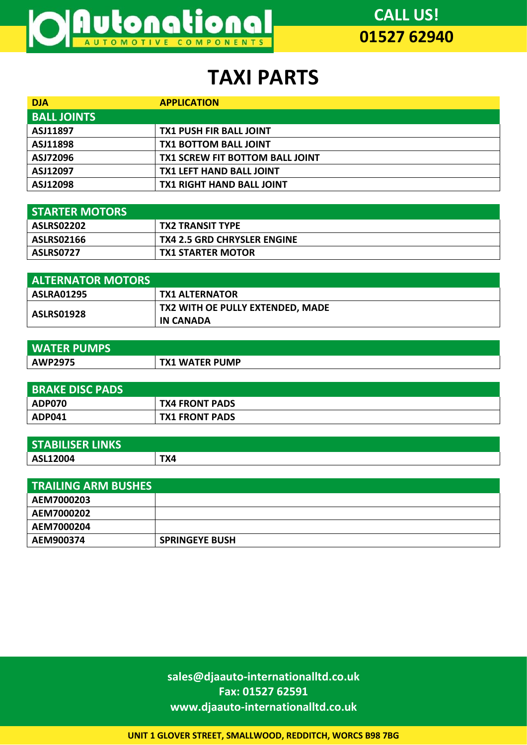# TAXI PARTS

| DJA | APPLICATION |
|---|---|
| **BALL JOINTS** | |
| ASJ11897 | TX1 PUSH FIR BALL JOINT |
| ASJ11898 | TX1 BOTTOM BALL JOINT |
| ASJ72096 | TX1 SCREW FIT BOTTOM BALL JOINT |
| ASJ12097 | TX1 LEFT HAND BALL JOINT |
| ASJ12098 | TX1 RIGHT HAND BALL JOINT |

| STARTER MOTORS | |
|---|---|
| ASLRS02202 | TX2 TRANSIT TYPE |
| ASLRS02166 | TX4 2.5 GRD CHRYSLER ENGINE |
| ASLRS0727 | TX1 STARTER MOTOR |

| ALTERNATOR MOTORS | |
|---|---|
| ASLRA01295 | TX1 ALTERNATOR |
| ASLRS01928 | TX2 WITH OE PULLY EXTENDED, MADE IN CANADA |

| WATER PUMPS | |
|---|---|
| AWP2975 | TX1 WATER PUMP |

| BRAKE DISC PADS | |
|---|---|
| ADP070 | TX4 FRONT PADS |
| ADP041 | TX1 FRONT PADS |

| STABILISER LINKS | |
|---|---|
| ASL12004 | TX4 |

| TRAILING ARM BUSHES | |
|---|---|
| AEM7000203 | |
| AEM7000202 | |
| AEM7000204 | |
| AEM900374 | SPRINGEYE BUSH |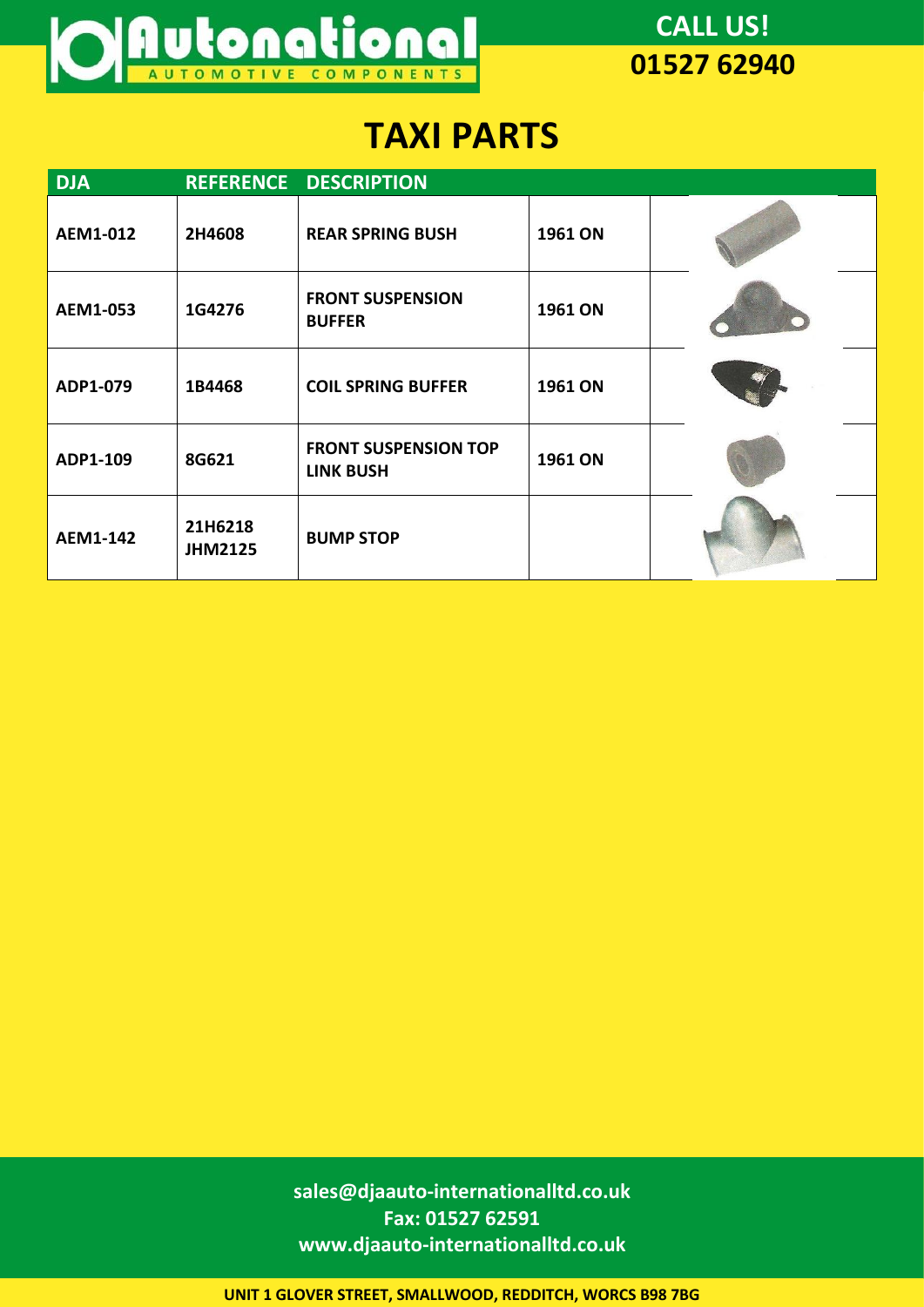Autonational AUTOMOTIVE COMPONENTS

CALL US! 01527 62940

# TAXI PARTS

| DJA | REFERENCE | DESCRIPTION | | |
|---|---|---|---|---|
| AEM1-012 | 2H4608 | REAR SPRING BUSH | 1961 ON | |
| AEM1-053 | 1G4276 | FRONT SUSPENSION BUFFER | 1961 ON | |
| ADP1-079 | 1B4468 | COIL SPRING BUFFER | 1961 ON | |
| ADP1-109 | 8G621 | FRONT SUSPENSION TOP LINK BUSH | 1961 ON | |
| AEM1-142 | 21H6218 JHM2125 | BUMP STOP | | |

sales@djaauto-internationalltd.co.uk
Fax: 01527 62591
www.djaauto-internationalltd.co.uk

UNIT 1 GLOVER STREET, SMALLWOOD, REDDITCH, WORCS B98 7BG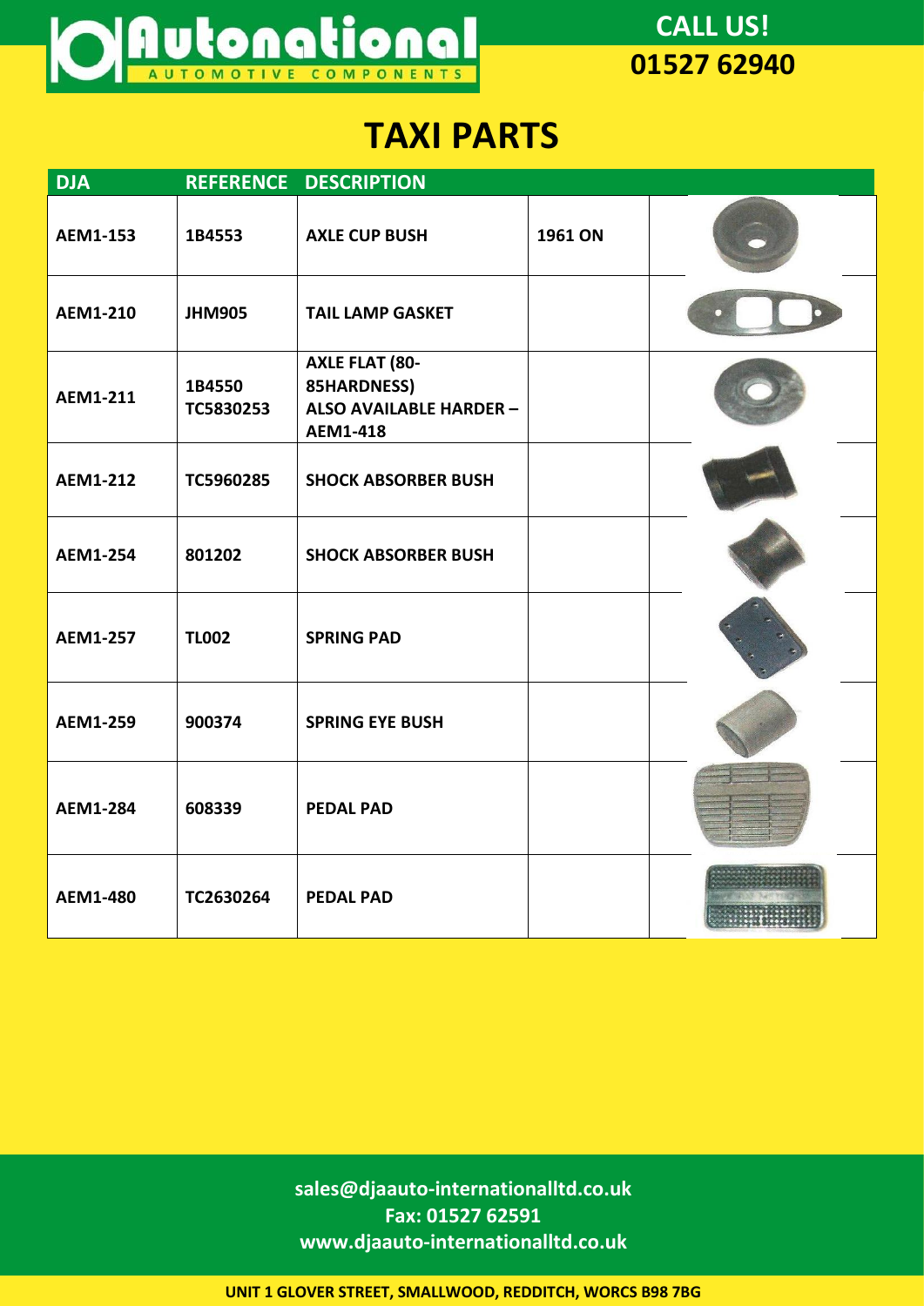Autonational
AUTOMOTIVE COMPONENTS

**CALL US!**
**01527 62940**

# TAXI PARTS

| DJA | REFERENCE | DESCRIPTION | | |
|---|---|---|---|---|
| AEM1-153 | 1B4553 | AXLE CUP BUSH | 1961 ON | |
| AEM1-210 | JHM905 | TAIL LAMP GASKET | | |
| AEM1-211 | 1B4550<br>TC5830253 | AXLE FLAT (80-85HARDNESS)<br>ALSO AVAILABLE HARDER – AEM1-418 | | |
| AEM1-212 | TC5960285 | SHOCK ABSORBER BUSH | | |
| AEM1-254 | 801202 | SHOCK ABSORBER BUSH | | |
| AEM1-257 | TL002 | SPRING PAD | | |
| AEM1-259 | 900374 | SPRING EYE BUSH | | |
| AEM1-284 | 608339 | PEDAL PAD | | |
| AEM1-480 | TC2630264 | PEDAL PAD | | |

**sales@djaauto-internationalltd.co.uk**
**Fax: 01527 62591**
**www.djaauto-internationalltd.co.uk**

**UNIT 1 GLOVER STREET, SMALLWOOD, REDDITCH, WORCS B98 7BG**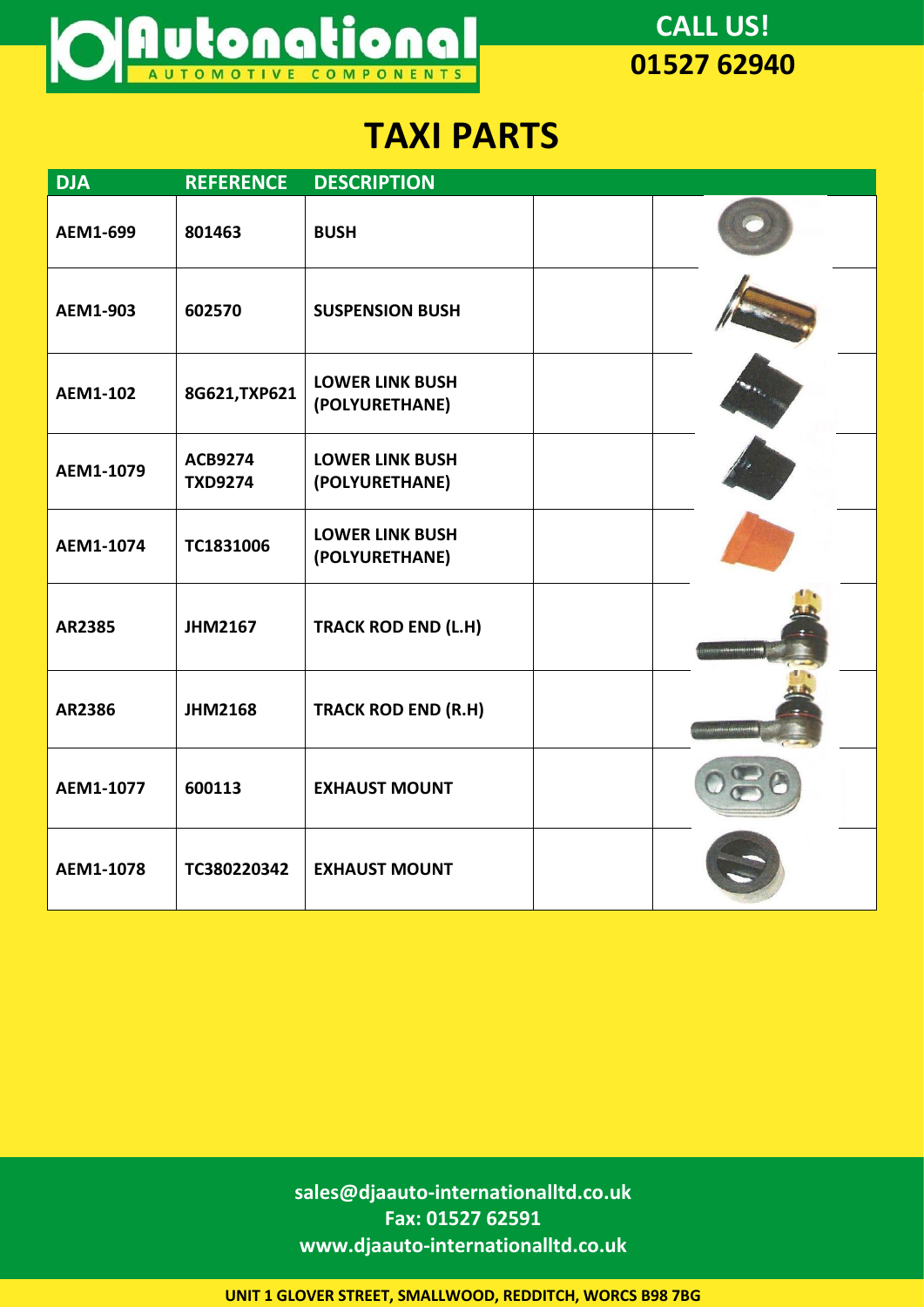CALL US!
**01527 62940**

# TAXI PARTS

| DJA | REFERENCE | DESCRIPTION | | |
|---|---|---|---|---|
| AEM1-699 | 801463 | BUSH | | |
| AEM1-903 | 602570 | SUSPENSION BUSH | | |
| AEM1-102 | 8G621,TXP621 | LOWER LINK BUSH (POLYURETHANE) | | |
| AEM1-1079 | ACB9274 TXD9274 | LOWER LINK BUSH (POLYURETHANE) | | |
| AEM1-1074 | TC1831006 | LOWER LINK BUSH (POLYURETHANE) | | |
| AR2385 | JHM2167 | TRACK ROD END (L.H) | | |
| AR2386 | JHM2168 | TRACK ROD END (R.H) | | |
| AEM1-1077 | 600113 | EXHAUST MOUNT | | |
| AEM1-1078 | TC380220342 | EXHAUST MOUNT | | |

sales@djaauto-internationalltd.co.uk
Fax: 01527 62591
www.djaauto-internationalltd.co.uk

UNIT 1 GLOVER STREET, SMALLWOOD, REDDITCH, WORCS B98 7BG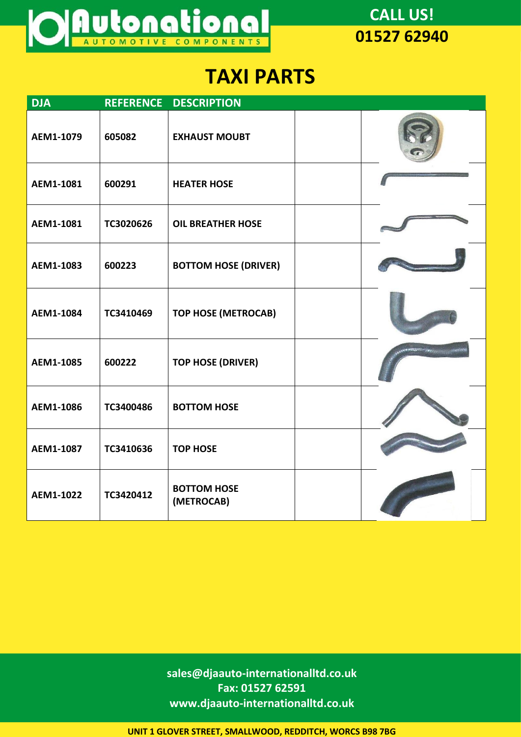**CALL US!**
**01527 62940**

# TAXI PARTS

| DJA | REFERENCE | DESCRIPTION | | |
|---|---|---|---|---|
| AEM1-1079 | 605082 | EXHAUST MOUBT | | |
| AEM1-1081 | 600291 | HEATER HOSE | | |
| AEM1-1081 | TC3020626 | OIL BREATHER HOSE | | |
| AEM1-1083 | 600223 | BOTTOM HOSE (DRIVER) | | |
| AEM1-1084 | TC3410469 | TOP HOSE (METROCAB) | | |
| AEM1-1085 | 600222 | TOP HOSE (DRIVER) | | |
| AEM1-1086 | TC3400486 | BOTTOM HOSE | | |
| AEM1-1087 | TC3410636 | TOP HOSE | | |
| AEM1-1022 | TC3420412 | BOTTOM HOSE (METROCAB) | | |

**sales@djaauto-internationalltd.co.uk**
**Fax: 01527 62591**
**www.djaauto-internationalltd.co.uk**

**UNIT 1 GLOVER STREET, SMALLWOOD, REDDITCH, WORCS B98 7BG**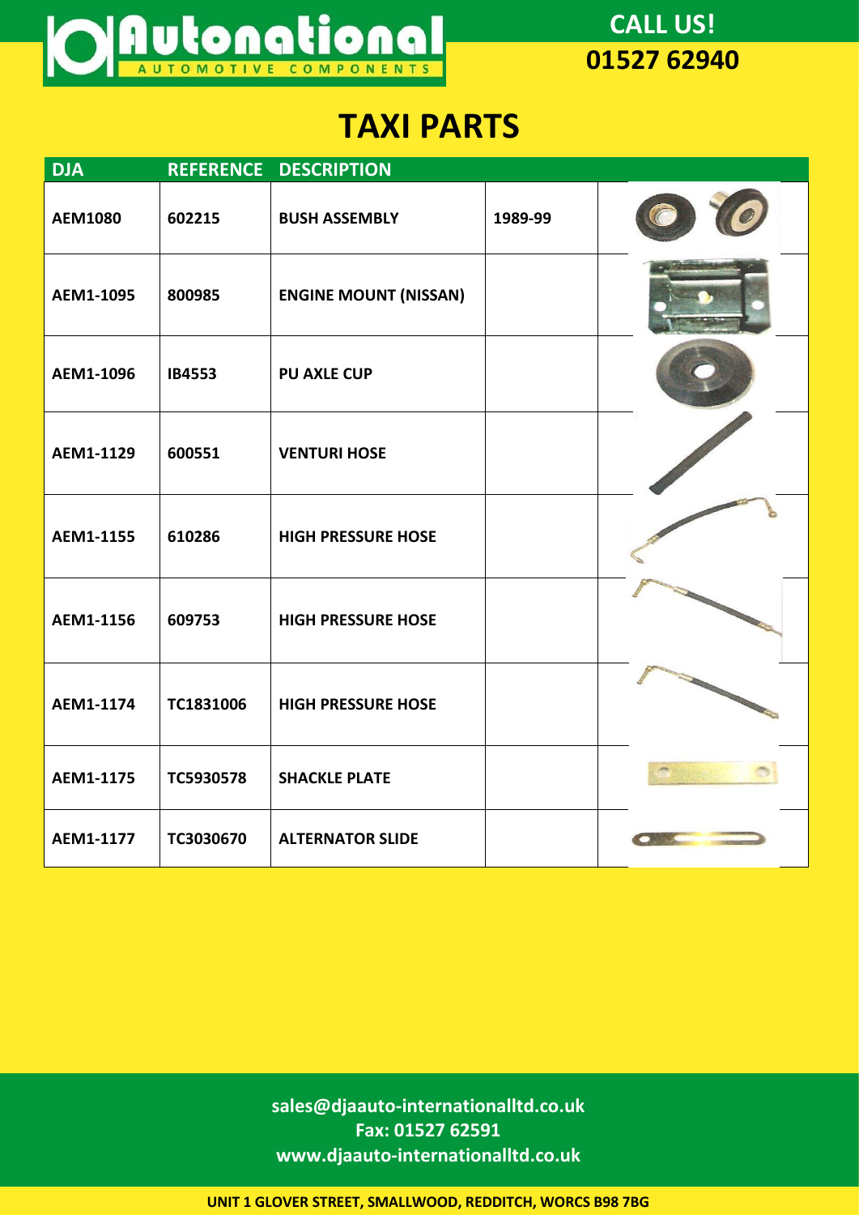**Autonational** AUTOMOTIVE COMPONENTS

**CALL US!**
**01527 62940**

# TAXI PARTS

| DJA | REFERENCE | DESCRIPTION | | |
|---|---|---|---|---|
| AEM1080 | 602215 | BUSH ASSEMBLY | 1989-99 | |
| AEM1-1095 | 800985 | ENGINE MOUNT (NISSAN) | | |
| AEM1-1096 | IB4553 | PU AXLE CUP | | |
| AEM1-1129 | 600551 | VENTURI HOSE | | |
| AEM1-1155 | 610286 | HIGH PRESSURE HOSE | | |
| AEM1-1156 | 609753 | HIGH PRESSURE HOSE | | |
| AEM1-1174 | TC1831006 | HIGH PRESSURE HOSE | | |
| AEM1-1175 | TC5930578 | SHACKLE PLATE | | |
| AEM1-1177 | TC3030670 | ALTERNATOR SLIDE | | |

**sales@djaauto-internationalltd.co.uk**
**Fax: 01527 62591**
**www.djaauto-internationalltd.co.uk**

**UNIT 1 GLOVER STREET, SMALLWOOD, REDDITCH, WORCS B98 7BG**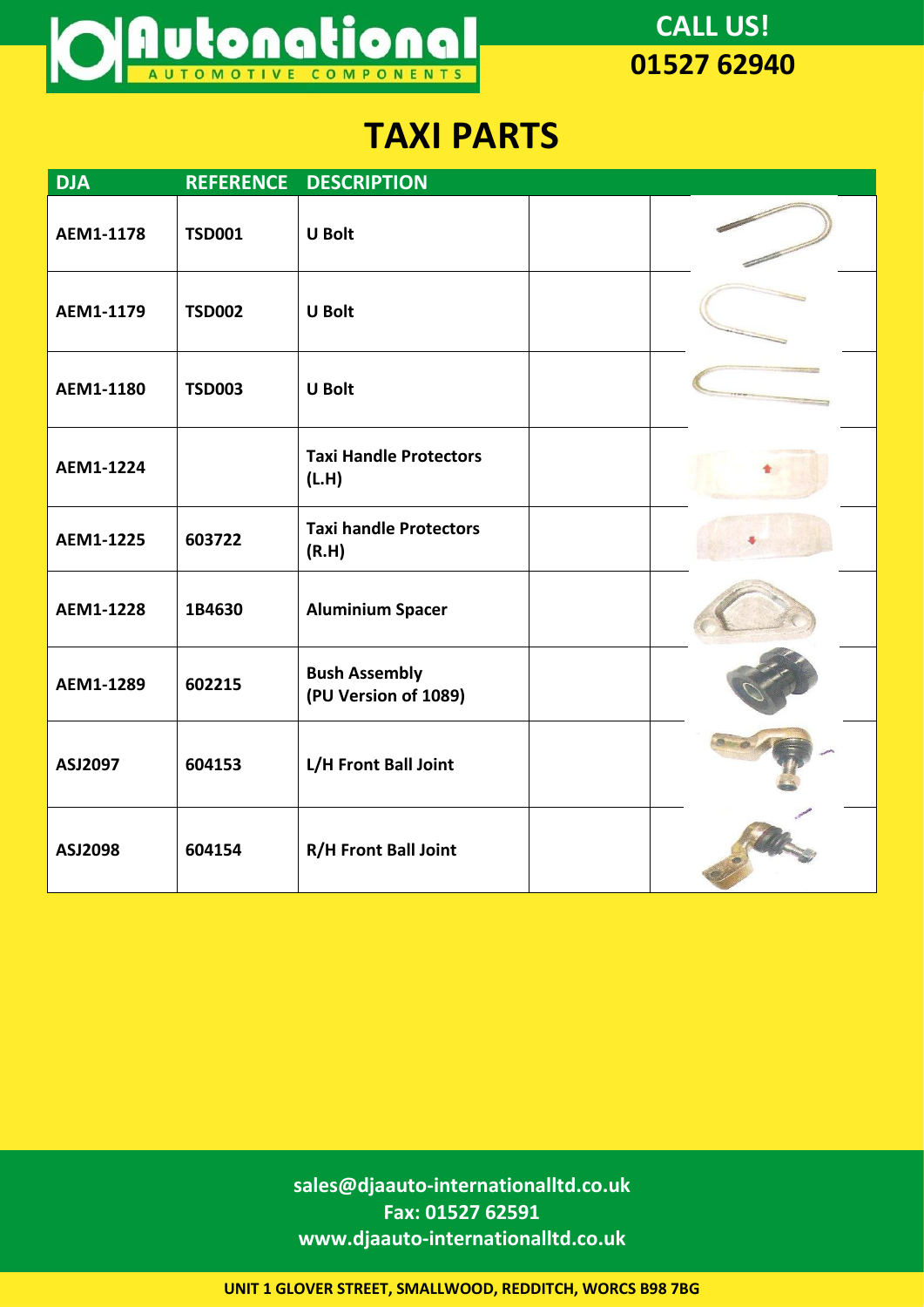# Autonational

AUTOMOTIVE COMPONENTS

**CALL US!**
**01527 62940**

# TAXI PARTS

| DJA | REFERENCE | DESCRIPTION | | |
|---|---|---|---|---|
| AEM1-1178 | TSD001 | U Bolt | | |
| AEM1-1179 | TSD002 | U Bolt | | |
| AEM1-1180 | TSD003 | U Bolt | | |
| AEM1-1224 | | Taxi Handle Protectors (L.H) | | |
| AEM1-1225 | 603722 | Taxi handle Protectors (R.H) | | |
| AEM1-1228 | 1B4630 | Aluminium Spacer | | |
| AEM1-1289 | 602215 | Bush Assembly (PU Version of 1089) | | |
| ASJ2097 | 604153 | L/H Front Ball Joint | | |
| ASJ2098 | 604154 | R/H Front Ball Joint | | |

sales@djaauto-internationalltd.co.uk
Fax: 01527 62591
www.djaauto-internationalltd.co.uk

UNIT 1 GLOVER STREET, SMALLWOOD, REDDITCH, WORCS B98 7BG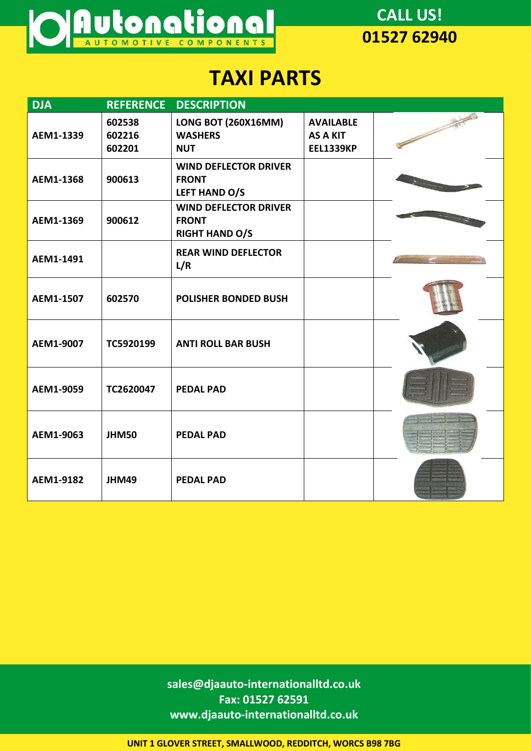Autonational AUTOMOTIVE COMPONENTS

**CALL US!**
**01527 62940**

# TAXI PARTS

| DJA | REFERENCE | DESCRIPTION | | |
|---|---|---|---|---|
| AEM1-1339 | 602538<br>602216<br>602201 | LONG BOT (260X16MM)<br>WASHERS<br>NUT | AVAILABLE AS A KIT EEL1339KP | |
| AEM1-1368 | 900613 | WIND DEFLECTOR DRIVER FRONT<br>LEFT HAND O/S | | |
| AEM1-1369 | 900612 | WIND DEFLECTOR DRIVER FRONT<br>RIGHT HAND O/S | | |
| AEM1-1491 | | REAR WIND DEFLECTOR L/R | | |
| AEM1-1507 | 602570 | POLISHER BONDED BUSH | | |
| AEM1-9007 | TC5920199 | ANTI ROLL BAR BUSH | | |
| AEM1-9059 | TC2620047 | PEDAL PAD | | |
| AEM1-9063 | JHM50 | PEDAL PAD | | |
| AEM1-9182 | JHM49 | PEDAL PAD | | |

sales@djaauto-internationalltd.co.uk
Fax: 01527 62591
www.djaauto-internationalltd.co.uk

UNIT 1 GLOVER STREET, SMALLWOOD, REDDITCH, WORCS B98 7BG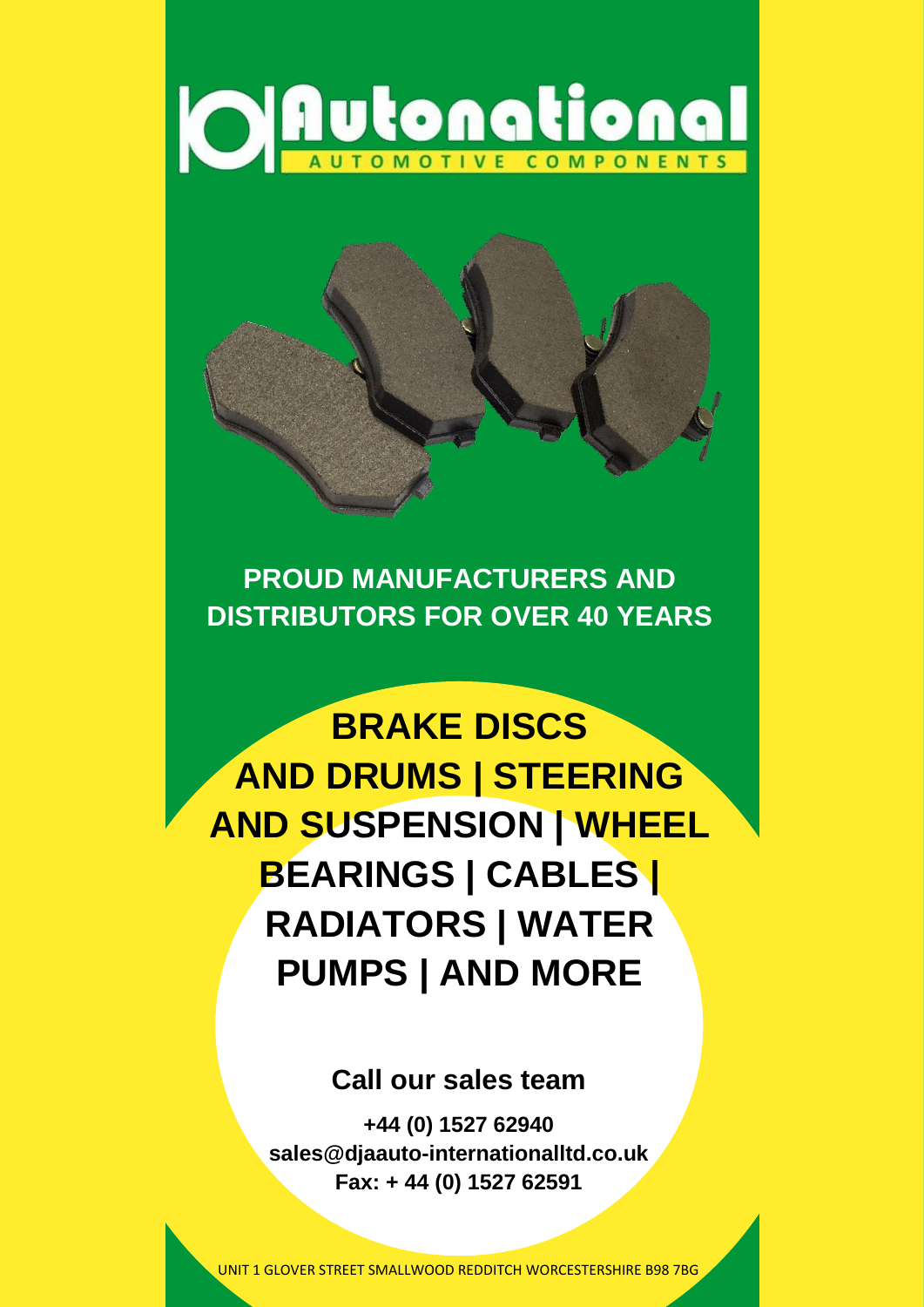# Autonational

AUTOMOTIVE COMPONENTS

**PROUD MANUFACTURERS AND DISTRIBUTORS FOR OVER 40 YEARS**

## BRAKE DISCS AND DRUMS | STEERING AND SUSPENSION | WHEEL BEARINGS | CABLES | RADIATORS | WATER PUMPS | AND MORE

### Call our sales team

**+44 (0) 1527 62940**
**sales@djaauto-internationalltd.co.uk**
**Fax: + 44 (0) 1527 62591**

UNIT 1 GLOVER STREET SMALLWOOD REDDITCH WORCESTERSHIRE B98 7BG